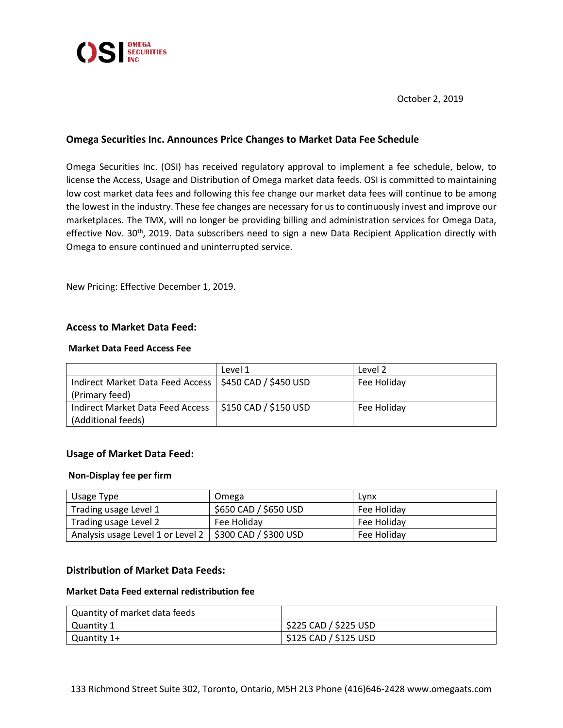OSI OMEGA SECURITIES INC

October 2, 2019

**Omega Securities Inc. Announces Price Changes to Market Data Fee Schedule**

Omega Securities Inc. (OSI) has received regulatory approval to implement a fee schedule, below, to license the Access, Usage and Distribution of Omega market data feeds. OSI is committed to maintaining low cost market data fees and following this fee change our market data fees will continue to be among the lowest in the industry. These fee changes are necessary for us to continuously invest and improve our marketplaces. The TMX, will no longer be providing billing and administration services for Omega Data, effective Nov. 30th, 2019. Data subscribers need to sign a new Data Recipient Application directly with Omega to ensure continued and uninterrupted service.

New Pricing: Effective December 1, 2019.

## Access to Market Data Feed:

**Market Data Feed Access Fee**

| | Level 1 | Level 2 |
|---|---|---|
| Indirect Market Data Feed Access (Primary feed) | $450 CAD / $450 USD | Fee Holiday |
| Indirect Market Data Feed Access (Additional feeds) | $150 CAD / $150 USD | Fee Holiday |

## Usage of Market Data Feed:

**Non-Display fee per firm**

| Usage Type | Omega | Lynx |
|---|---|---|
| Trading usage Level 1 | $650 CAD / $650 USD | Fee Holiday |
| Trading usage Level 2 | Fee Holiday | Fee Holiday |
| Analysis usage Level 1 or Level 2 | $300 CAD / $300 USD | Fee Holiday |

## Distribution of Market Data Feeds:

**Market Data Feed external redistribution fee**

| Quantity of market data feeds | |
|---|---|
| Quantity 1 | $225 CAD / $225 USD |
| Quantity 1+ | $125 CAD / $125 USD |

133 Richmond Street Suite 302, Toronto, Ontario, M5H 2L3 Phone (416)646-2428 www.omegaats.com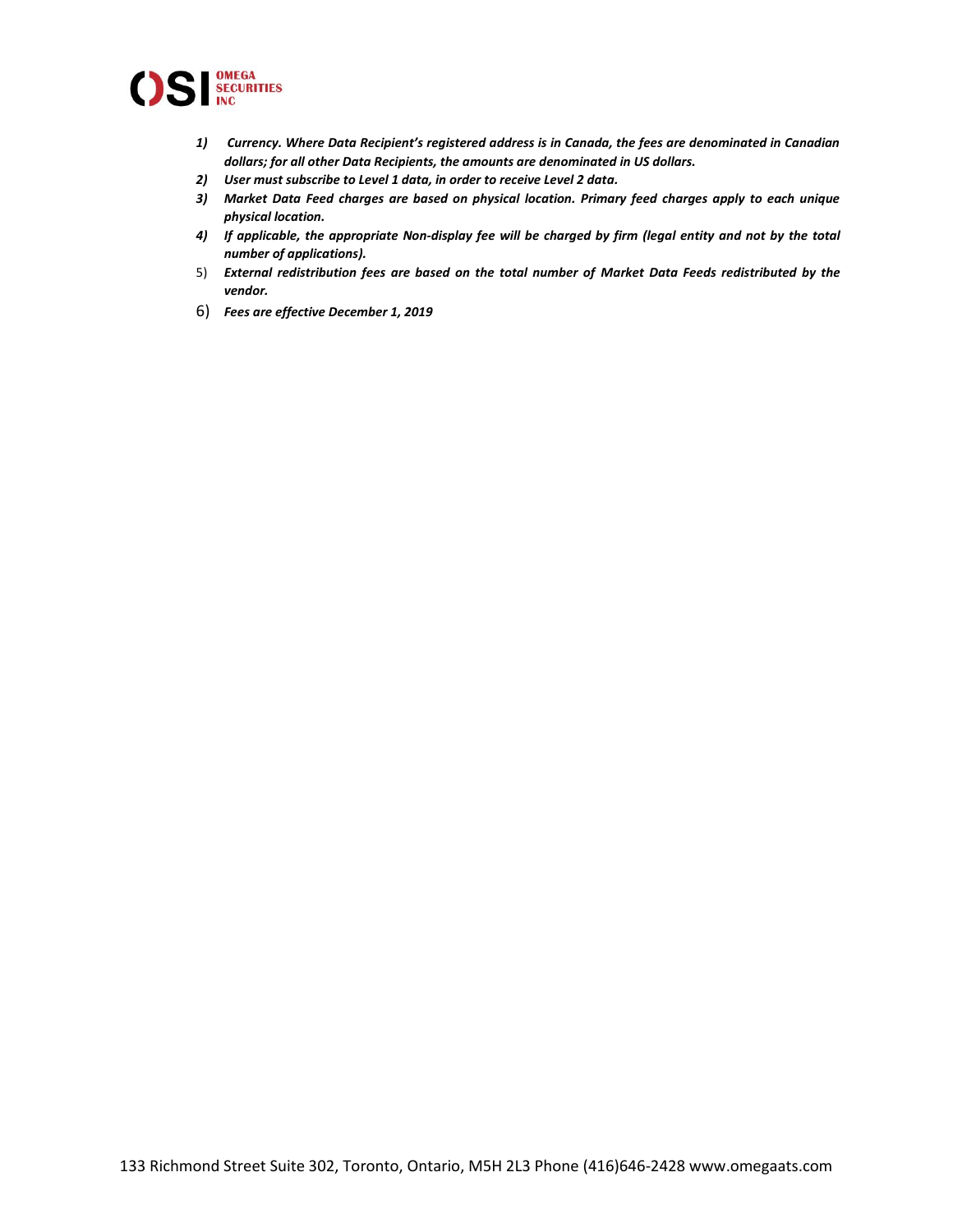1) ***Currency. Where Data Recipient's registered address is in Canada, the fees are denominated in Canadian dollars; for all other Data Recipients, the amounts are denominated in US dollars.***
2) ***User must subscribe to Level 1 data, in order to receive Level 2 data.***
3) ***Market Data Feed charges are based on physical location. Primary feed charges apply to each unique physical location.***
4) ***If applicable, the appropriate Non-display fee will be charged by firm (legal entity and not by the total number of applications).***
5) ***External redistribution fees are based on the total number of Market Data Feeds redistributed by the vendor.***
6) ***Fees are effective December 1, 2019***